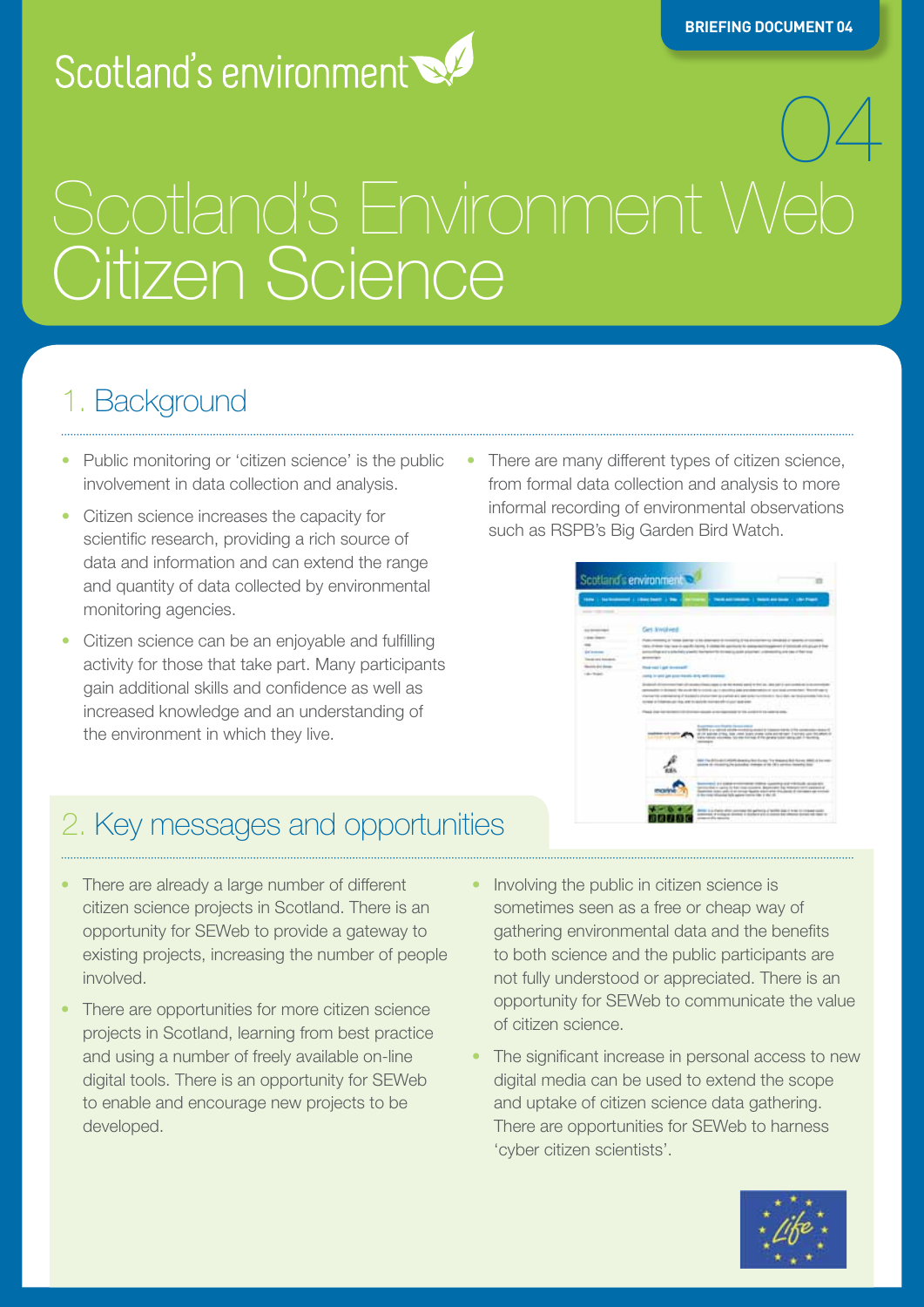BRIEFING DOCUMENT 04

Scotland's environment

04

# Scotland's Environment Web Citizen Science

## 1. Background

- Public monitoring or 'citizen science' is the public involvement in data collection and analysis.
- Citizen science increases the capacity for scientific research, providing a rich source of data and information and can extend the range and quantity of data collected by environmental monitoring agencies.
- Citizen science can be an enjoyable and fulfilling activity for those that take part. Many participants gain additional skills and confidence as well as increased knowledge and an understanding of the environment in which they live.
- There are many different types of citizen science, from formal data collection and analysis to more informal recording of environmental observations such as RSPB's Big Garden Bird Watch.

## 2. Key messages and opportunities

- There are already a large number of different citizen science projects in Scotland. There is an opportunity for SEWeb to provide a gateway to existing projects, increasing the number of people involved.
- There are opportunities for more citizen science projects in Scotland, learning from best practice and using a number of freely available on-line digital tools. There is an opportunity for SEWeb to enable and encourage new projects to be developed.
- Involving the public in citizen science is sometimes seen as a free or cheap way of gathering environmental data and the benefits to both science and the public participants are not fully understood or appreciated. There is an opportunity for SEWeb to communicate the value of citizen science.
- The significant increase in personal access to new digital media can be used to extend the scope and uptake of citizen science data gathering. There are opportunities for SEWeb to harness 'cyber citizen scientists'.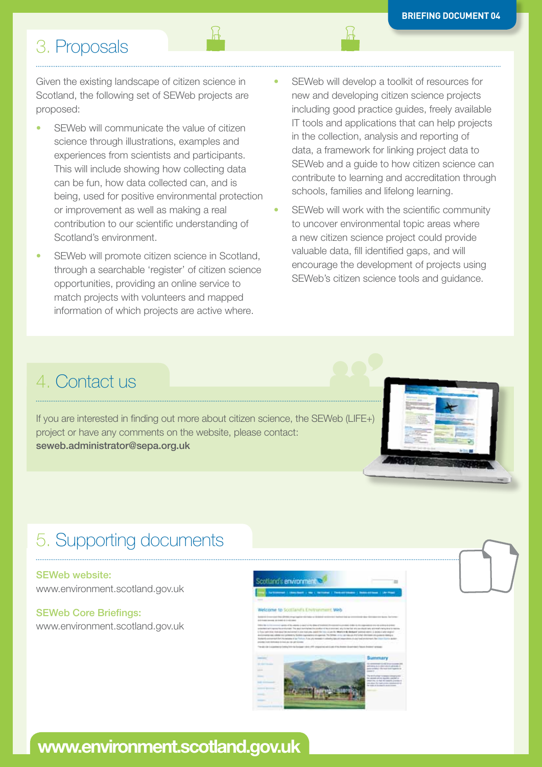## 3. Proposals

Given the existing landscape of citizen science in Scotland, the following set of SEWeb projects are proposed:

- SEWeb will communicate the value of citizen science through illustrations, examples and experiences from scientists and participants. This will include showing how collecting data can be fun, how data collected can, and is being, used for positive environmental protection or improvement as well as making a real contribution to our scientific understanding of Scotland's environment.
- SEWeb will promote citizen science in Scotland, through a searchable 'register' of citizen science opportunities, providing an online service to match projects with volunteers and mapped information of which projects are active where.
- SEWeb will develop a toolkit of resources for new and developing citizen science projects including good practice guides, freely available IT tools and applications that can help projects in the collection, analysis and reporting of data, a framework for linking project data to SEWeb and a guide to how citizen science can contribute to learning and accreditation through schools, families and lifelong learning.
- SEWeb will work with the scientific community to uncover environmental topic areas where a new citizen science project could provide valuable data, fill identified gaps, and will encourage the development of projects using SEWeb's citizen science tools and guidance.

## 4. Contact us

If you are interested in finding out more about citizen science, the SEWeb (LIFE+) project or have any comments on the website, please contact:
**seweb.administrator@sepa.org.uk**

## 5. Supporting documents

**SEWeb website:**
www.environment.scotland.gov.uk

**SEWeb Core Briefings:**
www.environment.scotland.gov.uk

**www.environment.scotland.gov.uk**